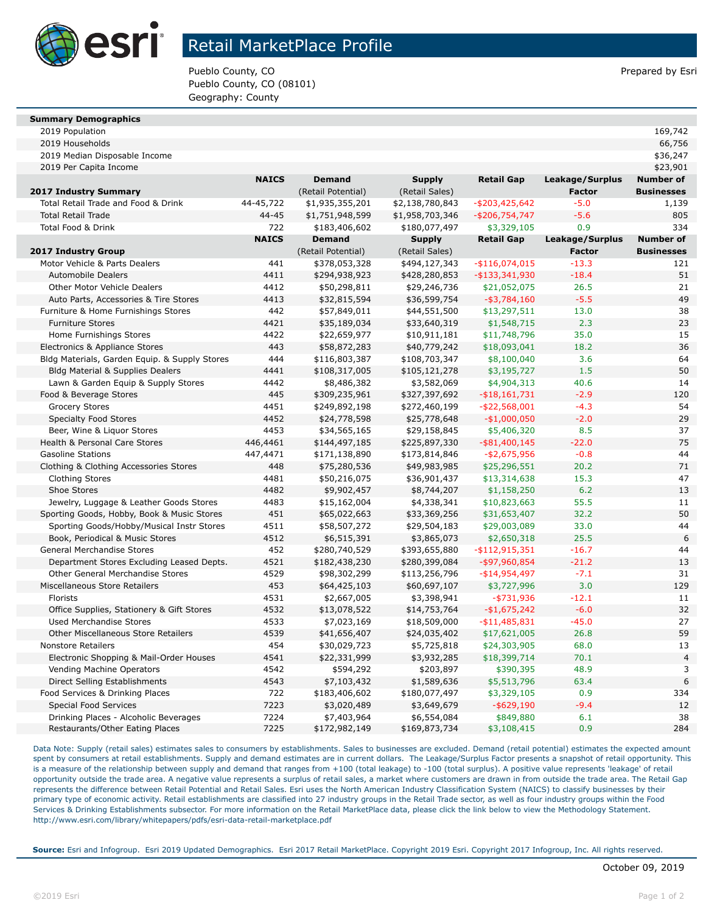# Retail MarketPlace Profile

Pueblo County, CO
Pueblo County, CO (08101)
Geography: County

Prepared by Esri

| Summary Demographics | | | | | | |
|---|---|---|---|---|---|---|
| 2019 Population | | | | | | 169,742 |
| 2019 Households | | | | | | 66,756 |
| 2019 Median Disposable Income | | | | | | $36,247 |
| 2019 Per Capita Income | | | | | | $23,901 |

| 2017 Industry Summary | NAICS | Demand (Retail Potential) | Supply (Retail Sales) | Retail Gap | Leakage/Surplus Factor | Number of Businesses |
|---|---|---|---|---|---|---|
| Total Retail Trade and Food & Drink | 44-45,722 | $1,935,355,201 | $2,138,780,843 | -$203,425,642 | -5.0 | 1,139 |
| Total Retail Trade | 44-45 | $1,751,948,599 | $1,958,703,346 | -$206,754,747 | -5.6 | 805 |
| Total Food & Drink | 722 | $183,406,602 | $180,077,497 | $3,329,105 | 0.9 | 334 |

| 2017 Industry Group | NAICS | Demand (Retail Potential) | Supply (Retail Sales) | Retail Gap | Leakage/Surplus Factor | Number of Businesses |
|---|---|---|---|---|---|---|
| Motor Vehicle & Parts Dealers | 441 | $378,053,328 | $494,127,343 | -$116,074,015 | -13.3 | 121 |
| Automobile Dealers | 4411 | $294,938,923 | $428,280,853 | -$133,341,930 | -18.4 | 51 |
| Other Motor Vehicle Dealers | 4412 | $50,298,811 | $29,246,736 | $21,052,075 | 26.5 | 21 |
| Auto Parts, Accessories & Tire Stores | 4413 | $32,815,594 | $36,599,754 | -$3,784,160 | -5.5 | 49 |
| Furniture & Home Furnishings Stores | 442 | $57,849,011 | $44,551,500 | $13,297,511 | 13.0 | 38 |
| Furniture Stores | 4421 | $35,189,034 | $33,640,319 | $1,548,715 | 2.3 | 23 |
| Home Furnishings Stores | 4422 | $22,659,977 | $10,911,181 | $11,748,796 | 35.0 | 15 |
| Electronics & Appliance Stores | 443 | $58,872,283 | $40,779,242 | $18,093,041 | 18.2 | 36 |
| Bldg Materials, Garden Equip. & Supply Stores | 444 | $116,803,387 | $108,703,347 | $8,100,040 | 3.6 | 64 |
| Bldg Material & Supplies Dealers | 4441 | $108,317,005 | $105,121,278 | $3,195,727 | 1.5 | 50 |
| Lawn & Garden Equip & Supply Stores | 4442 | $8,486,382 | $3,582,069 | $4,904,313 | 40.6 | 14 |
| Food & Beverage Stores | 445 | $309,235,961 | $327,397,692 | -$18,161,731 | -2.9 | 120 |
| Grocery Stores | 4451 | $249,892,198 | $272,460,199 | -$22,568,001 | -4.3 | 54 |
| Specialty Food Stores | 4452 | $24,778,598 | $25,778,648 | -$1,000,050 | -2.0 | 29 |
| Beer, Wine & Liquor Stores | 4453 | $34,565,165 | $29,158,845 | $5,406,320 | 8.5 | 37 |
| Health & Personal Care Stores | 446,4461 | $144,497,185 | $225,897,330 | -$81,400,145 | -22.0 | 75 |
| Gasoline Stations | 447,4471 | $171,138,890 | $173,814,846 | -$2,675,956 | -0.8 | 44 |
| Clothing & Clothing Accessories Stores | 448 | $75,280,536 | $49,983,985 | $25,296,551 | 20.2 | 71 |
| Clothing Stores | 4481 | $50,216,075 | $36,901,437 | $13,314,638 | 15.3 | 47 |
| Shoe Stores | 4482 | $9,902,457 | $8,744,207 | $1,158,250 | 6.2 | 13 |
| Jewelry, Luggage & Leather Goods Stores | 4483 | $15,162,004 | $4,338,341 | $10,823,663 | 55.5 | 11 |
| Sporting Goods, Hobby, Book & Music Stores | 451 | $65,022,663 | $33,369,256 | $31,653,407 | 32.2 | 50 |
| Sporting Goods/Hobby/Musical Instr Stores | 4511 | $58,507,272 | $29,504,183 | $29,003,089 | 33.0 | 44 |
| Book, Periodical & Music Stores | 4512 | $6,515,391 | $3,865,073 | $2,650,318 | 25.5 | 6 |
| General Merchandise Stores | 452 | $280,740,529 | $393,655,880 | -$112,915,351 | -16.7 | 44 |
| Department Stores Excluding Leased Depts. | 4521 | $182,438,230 | $280,399,084 | -$97,960,854 | -21.2 | 13 |
| Other General Merchandise Stores | 4529 | $98,302,299 | $113,256,796 | -$14,954,497 | -7.1 | 31 |
| Miscellaneous Store Retailers | 453 | $64,425,103 | $60,697,107 | $3,727,996 | 3.0 | 129 |
| Florists | 4531 | $2,667,005 | $3,398,941 | -$731,936 | -12.1 | 11 |
| Office Supplies, Stationery & Gift Stores | 4532 | $13,078,522 | $14,753,764 | -$1,675,242 | -6.0 | 32 |
| Used Merchandise Stores | 4533 | $7,023,169 | $18,509,000 | -$11,485,831 | -45.0 | 27 |
| Other Miscellaneous Store Retailers | 4539 | $41,656,407 | $24,035,402 | $17,621,005 | 26.8 | 59 |
| Nonstore Retailers | 454 | $30,029,723 | $5,725,818 | $24,303,905 | 68.0 | 13 |
| Electronic Shopping & Mail-Order Houses | 4541 | $22,331,999 | $3,932,285 | $18,399,714 | 70.1 | 4 |
| Vending Machine Operators | 4542 | $594,292 | $203,897 | $390,395 | 48.9 | 3 |
| Direct Selling Establishments | 4543 | $7,103,432 | $1,589,636 | $5,513,796 | 63.4 | 6 |
| Food Services & Drinking Places | 722 | $183,406,602 | $180,077,497 | $3,329,105 | 0.9 | 334 |
| Special Food Services | 7223 | $3,020,489 | $3,649,679 | -$629,190 | -9.4 | 12 |
| Drinking Places - Alcoholic Beverages | 7224 | $7,403,964 | $6,554,084 | $849,880 | 6.1 | 38 |
| Restaurants/Other Eating Places | 7225 | $172,982,149 | $169,873,734 | $3,108,415 | 0.9 | 284 |

Data Note: Supply (retail sales) estimates sales to consumers by establishments. Sales to businesses are excluded. Demand (retail potential) estimates the expected amount spent by consumers at retail establishments. Supply and demand estimates are in current dollars. The Leakage/Surplus Factor presents a snapshot of retail opportunity. This is a measure of the relationship between supply and demand that ranges from +100 (total leakage) to -100 (total surplus). A positive value represents 'leakage' of retail opportunity outside the trade area. A negative value represents a surplus of retail sales, a market where customers are drawn in from outside the trade area. The Retail Gap represents the difference between Retail Potential and Retail Sales. Esri uses the North American Industry Classification System (NAICS) to classify businesses by their primary type of economic activity. Retail establishments are classified into 27 industry groups in the Retail Trade sector, as well as four industry groups within the Food Services & Drinking Establishments subsector. For more information on the Retail MarketPlace data, please click the link below to view the Methodology Statement.
http://www.esri.com/library/whitepapers/pdfs/esri-data-retail-marketplace.pdf

**Source:** Esri and Infogroup. Esri 2019 Updated Demographics. Esri 2017 Retail MarketPlace. Copyright 2019 Esri. Copyright 2017 Infogroup, Inc. All rights reserved.

October 09, 2019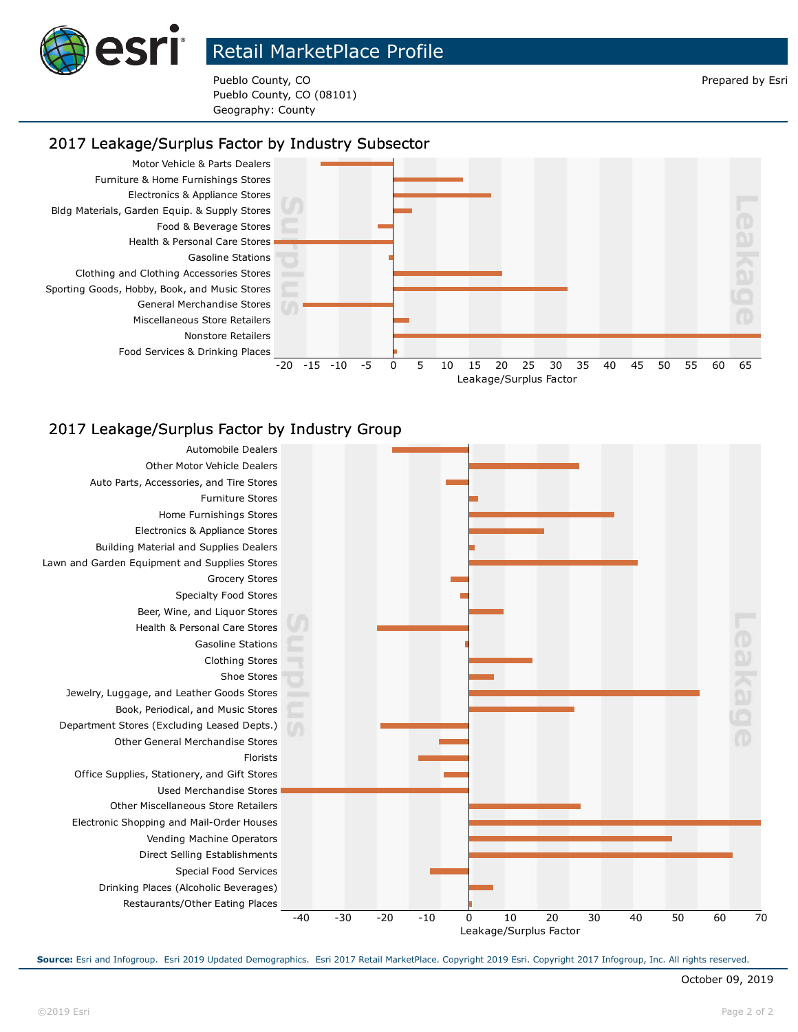# Retail MarketPlace Profile

Pueblo County, CO
Pueblo County, CO (08101)
Geography: County

Prepared by Esri

## 2017 Leakage/Surplus Factor by Industry Subsector

Motor Vehicle & Parts Dealers
Furniture & Home Furnishings Stores
Electronics & Appliance Stores
Bldg Materials, Garden Equip. & Supply Stores
Food & Beverage Stores
Health & Personal Care Stores
Gasoline Stations
Clothing and Clothing Accessories Stores
Sporting Goods, Hobby, Book, and Music Stores
General Merchandise Stores
Miscellaneous Store Retailers
Nonstore Retailers
Food Services & Drinking Places

Surplus
Leakage

-20 -15 -10 -5 0 5 10 15 20 25 30 35 40 45 50 55 60 65

Leakage/Surplus Factor

## 2017 Leakage/Surplus Factor by Industry Group

Automobile Dealers
Other Motor Vehicle Dealers
Auto Parts, Accessories, and Tire Stores
Furniture Stores
Home Furnishings Stores
Electronics & Appliance Stores
Building Material and Supplies Dealers
Lawn and Garden Equipment and Supplies Stores
Grocery Stores
Specialty Food Stores
Beer, Wine, and Liquor Stores
Health & Personal Care Stores
Gasoline Stations
Clothing Stores
Shoe Stores
Jewelry, Luggage, and Leather Goods Stores
Book, Periodical, and Music Stores
Department Stores (Excluding Leased Depts.)
Other General Merchandise Stores
Florists
Office Supplies, Stationery, and Gift Stores
Used Merchandise Stores
Other Miscellaneous Store Retailers
Electronic Shopping and Mail-Order Houses
Vending Machine Operators
Direct Selling Establishments
Special Food Services
Drinking Places (Alcoholic Beverages)
Restaurants/Other Eating Places

Surplus
Leakage

-40 -30 -20 -10 0 10 20 30 40 50 60 70

Leakage/Surplus Factor

**Source:** Esri and Infogroup. Esri 2019 Updated Demographics. Esri 2017 Retail MarketPlace. Copyright 2019 Esri. Copyright 2017 Infogroup, Inc. All rights reserved.

October 09, 2019

©2019 Esri